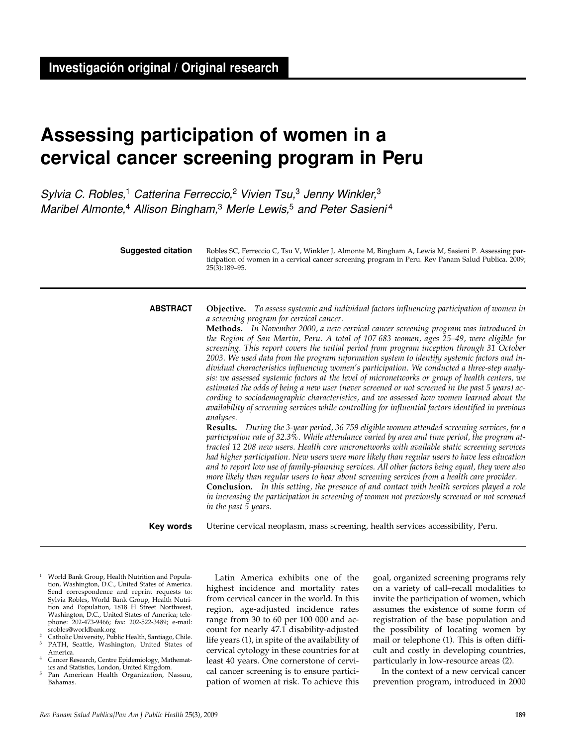**Investigación original / Original research**

# Assessing participation of women in a cervical cancer screening program in Peru

*Sylvia C. Robles,[1] Catterina Ferreccio,[2] Vivien Tsu,[3] Jenny Winkler,[3] Maribel Almonte,[4] Allison Bingham,[3] Merle Lewis,[5] and Peter Sasieni[4]*

**Suggested citation** Robles SC, Ferreccio C, Tsu V, Winkler J, Almonte M, Bingham A, Lewis M, Sasieni P. Assessing participation of women in a cervical cancer screening program in Peru. Rev Panam Salud Publica. 2009; 25(3):189–95.

**ABSTRACT**

**Objective.** *To assess systemic and individual factors influencing participation of women in a screening program for cervical cancer.*

**Methods.** *In November 2000, a new cervical cancer screening program was introduced in the Region of San Martin, Peru. A total of 107 683 women, ages 25–49, were eligible for screening. This report covers the initial period from program inception through 31 October 2003. We used data from the program information system to identify systemic factors and individual characteristics influencing women's participation. We conducted a three-step analysis: we assessed systemic factors at the level of micronetworks or group of health centers, we estimated the odds of being a new user (never screened or not screened in the past 5 years) according to sociodemographic characteristics, and we assessed how women learned about the availability of screening services while controlling for influential factors identified in previous analyses.*

**Results.** *During the 3-year period, 36 759 eligible women attended screening services, for a participation rate of 32.3%. While attendance varied by area and time period, the program attracted 12 208 new users. Health care micronetworks with available static screening services had higher participation. New users were more likely than regular users to have less education and to report low use of family-planning services. All other factors being equal, they were also more likely than regular users to hear about screening services from a health care provider.*

**Conclusion.** *In this setting, the presence of and contact with health services played a role in increasing the participation in screening of women not previously screened or not screened in the past 5 years.*

**Key words** Uterine cervical neoplasm, mass screening, health services accessibility, Peru.

---

[1] World Bank Group, Health Nutrition and Population, Washington, D.C., United States of America. Send correspondence and reprint requests to: Sylvia Robles, World Bank Group, Health Nutrition and Population, 1818 H Street Northwest, Washington, D.C., United States of America; telephone: 202-473-9466; fax: 202-522-3489; e-mail: srobles@worldbank.org

[2] Catholic University, Public Health, Santiago, Chile.

[3] PATH, Seattle, Washington, United States of America.

[4] Cancer Research, Centre Epidemiology, Mathematics and Statistics, London, United Kingdom.

[5] Pan American Health Organization, Nassau, Bahamas.

Latin America exhibits one of the highest incidence and mortality rates from cervical cancer in the world. In this region, age-adjusted incidence rates range from 30 to 60 per 100 000 and account for nearly 47.1 disability-adjusted life years (1), in spite of the availability of cervical cytology in these countries for at least 40 years. One cornerstone of cervical cancer screening is to ensure participation of women at risk. To achieve this goal, organized screening programs rely on a variety of call–recall modalities to invite the participation of women, which assumes the existence of some form of registration of the base population and the possibility of locating women by mail or telephone (1). This is often difficult and costly in developing countries, particularly in low-resource areas (2).

In the context of a new cervical cancer prevention program, introduced in 2000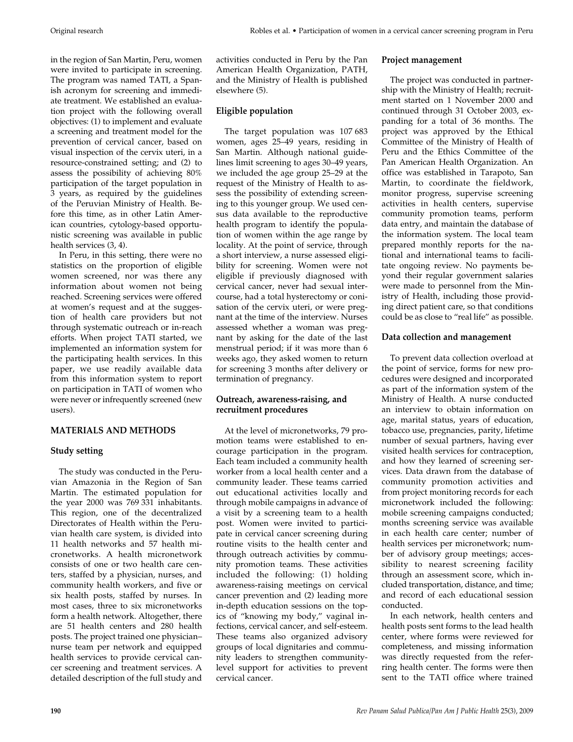in the region of San Martin, Peru, women were invited to participate in screening. The program was named TATI, a Spanish acronym for screening and immediate treatment. We established an evaluation project with the following overall objectives: (1) to implement and evaluate a screening and treatment model for the prevention of cervical cancer, based on visual inspection of the cervix uteri, in a resource-constrained setting; and (2) to assess the possibility of achieving 80% participation of the target population in 3 years, as required by the guidelines of the Peruvian Ministry of Health. Before this time, as in other Latin American countries, cytology-based opportunistic screening was available in public health services (3, 4).

In Peru, in this setting, there were no statistics on the proportion of eligible women screened, nor was there any information about women not being reached. Screening services were offered at women's request and at the suggestion of health care providers but not through systematic outreach or in-reach efforts. When project TATI started, we implemented an information system for the participating health services. In this paper, we use readily available data from this information system to report on participation in TATI of women who were never or infrequently screened (new users).

## MATERIALS AND METHODS

### Study setting

The study was conducted in the Peruvian Amazonia in the Region of San Martin. The estimated population for the year 2000 was 769 331 inhabitants. This region, one of the decentralized Directorates of Health within the Peruvian health care system, is divided into 11 health networks and 57 health micronetworks. A health micronetwork consists of one or two health care centers, staffed by a physician, nurses, and community health workers, and five or six health posts, staffed by nurses. In most cases, three to six micronetworks form a health network. Altogether, there are 51 health centers and 280 health posts. The project trained one physician–nurse team per network and equipped health services to provide cervical cancer screening and treatment services. A detailed description of the full study and activities conducted in Peru by the Pan American Health Organization, PATH, and the Ministry of Health is published elsewhere (5).

### Eligible population

The target population was 107 683 women, ages 25–49 years, residing in San Martin. Although national guidelines limit screening to ages 30–49 years, we included the age group 25–29 at the request of the Ministry of Health to assess the possibility of extending screening to this younger group. We used census data available to the reproductive health program to identify the population of women within the age range by locality. At the point of service, through a short interview, a nurse assessed eligibility for screening. Women were not eligible if previously diagnosed with cervical cancer, never had sexual intercourse, had a total hysterectomy or conisation of the cervix uteri, or were pregnant at the time of the interview. Nurses assessed whether a woman was pregnant by asking for the date of the last menstrual period; if it was more than 6 weeks ago, they asked women to return for screening 3 months after delivery or termination of pregnancy.

### Outreach, awareness-raising, and recruitment procedures

At the level of micronetworks, 79 promotion teams were established to encourage participation in the program. Each team included a community health worker from a local health center and a community leader. These teams carried out educational activities locally and through mobile campaigns in advance of a visit by a screening team to a health post. Women were invited to participate in cervical cancer screening during routine visits to the health center and through outreach activities by community promotion teams. These activities included the following: (1) holding awareness-raising meetings on cervical cancer prevention and (2) leading more in-depth education sessions on the topics of "knowing my body," vaginal infections, cervical cancer, and self-esteem. These teams also organized advisory groups of local dignitaries and community leaders to strengthen community-level support for activities to prevent cervical cancer.

### Project management

The project was conducted in partnership with the Ministry of Health; recruitment started on 1 November 2000 and continued through 31 October 2003, expanding for a total of 36 months. The project was approved by the Ethical Committee of the Ministry of Health of Peru and the Ethics Committee of the Pan American Health Organization. An office was established in Tarapoto, San Martin, to coordinate the fieldwork, monitor progress, supervise screening activities in health centers, supervise community promotion teams, perform data entry, and maintain the database of the information system. The local team prepared monthly reports for the national and international teams to facilitate ongoing review. No payments beyond their regular government salaries were made to personnel from the Ministry of Health, including those providing direct patient care, so that conditions could be as close to "real life" as possible.

### Data collection and management

To prevent data collection overload at the point of service, forms for new procedures were designed and incorporated as part of the information system of the Ministry of Health. A nurse conducted an interview to obtain information on age, marital status, years of education, tobacco use, pregnancies, parity, lifetime number of sexual partners, having ever visited health services for contraception, and how they learned of screening services. Data drawn from the database of community promotion activities and from project monitoring records for each micronetwork included the following: mobile screening campaigns conducted; months screening service was available in each health care center; number of health services per micronetwork; number of advisory group meetings; accessibility to nearest screening facility through an assessment score, which included transportation, distance, and time; and record of each educational session conducted.

In each network, health centers and health posts sent forms to the lead health center, where forms were reviewed for completeness, and missing information was directly requested from the referring health center. The forms were then sent to the TATI office where trained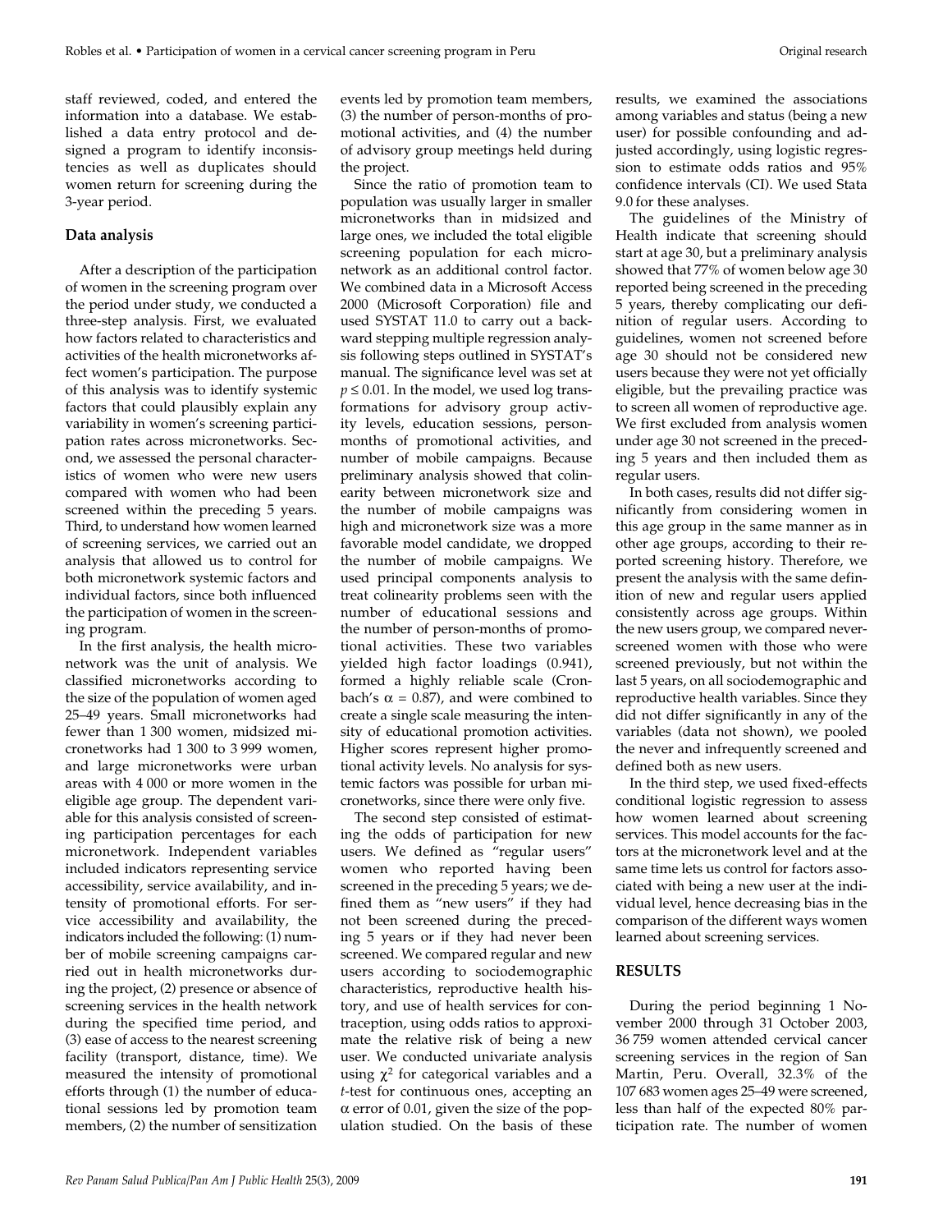staff reviewed, coded, and entered the information into a database. We established a data entry protocol and designed a program to identify inconsistencies as well as duplicates should women return for screening during the 3-year period.

### Data analysis

After a description of the participation of women in the screening program over the period under study, we conducted a three-step analysis. First, we evaluated how factors related to characteristics and activities of the health micronetworks affect women's participation. The purpose of this analysis was to identify systemic factors that could plausibly explain any variability in women's screening participation rates across micronetworks. Second, we assessed the personal characteristics of women who were new users compared with women who had been screened within the preceding 5 years. Third, to understand how women learned of screening services, we carried out an analysis that allowed us to control for both micronetwork systemic factors and individual factors, since both influenced the participation of women in the screening program.

In the first analysis, the health micronetwork was the unit of analysis. We classified micronetworks according to the size of the population of women aged 25–49 years. Small micronetworks had fewer than 1 300 women, midsized micronetworks had 1 300 to 3 999 women, and large micronetworks were urban areas with 4 000 or more women in the eligible age group. The dependent variable for this analysis consisted of screening participation percentages for each micronetwork. Independent variables included indicators representing service accessibility, service availability, and intensity of promotional efforts. For service accessibility and availability, the indicators included the following: (1) number of mobile screening campaigns carried out in health micronetworks during the project, (2) presence or absence of screening services in the health network during the specified time period, and (3) ease of access to the nearest screening facility (transport, distance, time). We measured the intensity of promotional efforts through (1) the number of educational sessions led by promotion team members, (2) the number of sensitization events led by promotion team members, (3) the number of person-months of promotional activities, and (4) the number of advisory group meetings held during the project.

Since the ratio of promotion team to population was usually larger in smaller micronetworks than in midsized and large ones, we included the total eligible screening population for each micronetwork as an additional control factor. We combined data in a Microsoft Access 2000 (Microsoft Corporation) file and used SYSTAT 11.0 to carry out a backward stepping multiple regression analysis following steps outlined in SYSTAT's manual. The significance level was set at $p \leq 0.01$. In the model, we used log transformations for advisory group activity levels, education sessions, person-months of promotional activities, and number of mobile campaigns. Because preliminary analysis showed that colinearity between micronetwork size and the number of mobile campaigns was high and micronetwork size was a more favorable model candidate, we dropped the number of mobile campaigns. We used principal components analysis to treat colinearity problems seen with the number of educational sessions and the number of person-months of promotional activities. These two variables yielded high factor loadings (0.941), formed a highly reliable scale (Cronbach's $\alpha = 0.87$), and were combined to create a single scale measuring the intensity of educational promotion activities. Higher scores represent higher promotional activity levels. No analysis for systemic factors was possible for urban micronetworks, since there were only five.

The second step consisted of estimating the odds of participation for new users. We defined as "regular users" women who reported having been screened in the preceding 5 years; we defined them as "new users" if they had not been screened during the preceding 5 years or if they had never been screened. We compared regular and new users according to sociodemographic characteristics, reproductive health history, and use of health services for contraception, using odds ratios to approximate the relative risk of being a new user. We conducted univariate analysis using $\chi^2$ for categorical variables and a *t*-test for continuous ones, accepting an $\alpha$ error of 0.01, given the size of the population studied. On the basis of these results, we examined the associations among variables and status (being a new user) for possible confounding and adjusted accordingly, using logistic regression to estimate odds ratios and 95% confidence intervals (CI). We used Stata 9.0 for these analyses.

The guidelines of the Ministry of Health indicate that screening should start at age 30, but a preliminary analysis showed that 77% of women below age 30 reported being screened in the preceding 5 years, thereby complicating our definition of regular users. According to guidelines, women not screened before age 30 should not be considered new users because they were not yet officially eligible, but the prevailing practice was to screen all women of reproductive age. We first excluded from analysis women under age 30 not screened in the preceding 5 years and then included them as regular users.

In both cases, results did not differ significantly from considering women in this age group in the same manner as in other age groups, according to their reported screening history. Therefore, we present the analysis with the same definition of new and regular users applied consistently across age groups. Within the new users group, we compared never-screened women with those who were screened previously, but not within the last 5 years, on all sociodemographic and reproductive health variables. Since they did not differ significantly in any of the variables (data not shown), we pooled the never and infrequently screened and defined both as new users.

In the third step, we used fixed-effects conditional logistic regression to assess how women learned about screening services. This model accounts for the factors at the micronetwork level and at the same time lets us control for factors associated with being a new user at the individual level, hence decreasing bias in the comparison of the different ways women learned about screening services.

## RESULTS

During the period beginning 1 November 2000 through 31 October 2003, 36 759 women attended cervical cancer screening services in the region of San Martin, Peru. Overall, 32.3% of the 107 683 women ages 25–49 were screened, less than half of the expected 80% participation rate. The number of women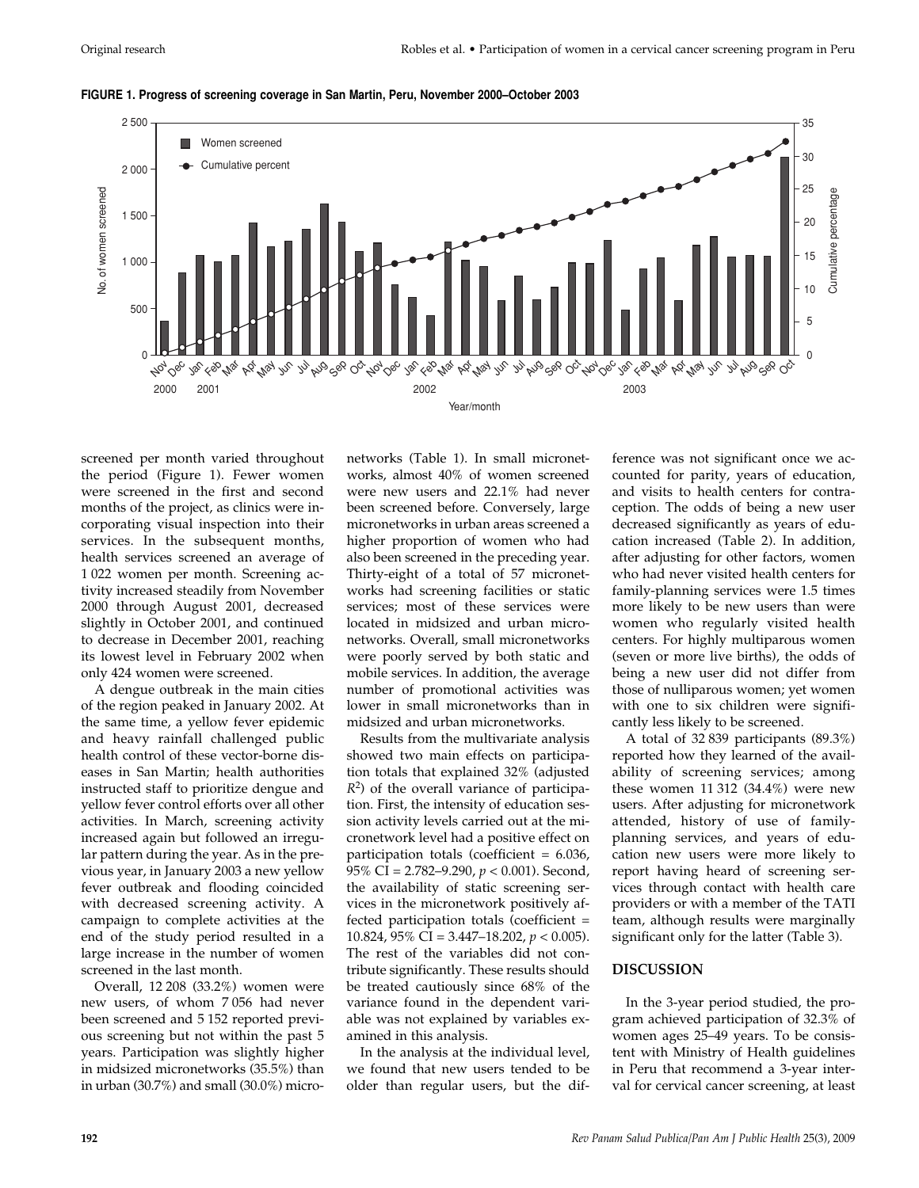**FIGURE 1. Progress of screening coverage in San Martin, Peru, November 2000–October 2003**

screened per month varied throughout the period (Figure 1). Fewer women were screened in the first and second months of the project, as clinics were incorporating visual inspection into their services. In the subsequent months, health services screened an average of 1 022 women per month. Screening activity increased steadily from November 2000 through August 2001, decreased slightly in October 2001, and continued to decrease in December 2001, reaching its lowest level in February 2002 when only 424 women were screened.

A dengue outbreak in the main cities of the region peaked in January 2002. At the same time, a yellow fever epidemic and heavy rainfall challenged public health control of these vector-borne diseases in San Martin; health authorities instructed staff to prioritize dengue and yellow fever control efforts over all other activities. In March, screening activity increased again but followed an irregular pattern during the year. As in the previous year, in January 2003 a new yellow fever outbreak and flooding coincided with decreased screening activity. A campaign to complete activities at the end of the study period resulted in a large increase in the number of women screened in the last month.

Overall, 12 208 (33.2%) women were new users, of whom 7 056 had never been screened and 5 152 reported previous screening but not within the past 5 years. Participation was slightly higher in midsized micronetworks (35.5%) than in urban (30.7%) and small (30.0%) micronetworks (Table 1). In small micronetworks, almost 40% of women screened were new users and 22.1% had never been screened before. Conversely, large micronetworks in urban areas screened a higher proportion of women who had also been screened in the preceding year. Thirty-eight of a total of 57 micronetworks had screening facilities or static services; most of these services were located in midsized and urban micronetworks. Overall, small micronetworks were poorly served by both static and mobile services. In addition, the average number of promotional activities was lower in small micronetworks than in midsized and urban micronetworks.

Results from the multivariate analysis showed two main effects on participation totals that explained 32% (adjusted $R^2$) of the overall variance of participation. First, the intensity of education session activity levels carried out at the micronetwork level had a positive effect on participation totals (coefficient = 6.036, 95% CI = 2.782–9.290, $p < 0.001$). Second, the availability of static screening services in the micronetwork positively affected participation totals (coefficient = 10.824, 95% CI = 3.447–18.202, $p < 0.005$). The rest of the variables did not contribute significantly. These results should be treated cautiously since 68% of the variance found in the dependent variable was not explained by variables examined in this analysis.

In the analysis at the individual level, we found that new users tended to be older than regular users, but the difference was not significant once we accounted for parity, years of education, and visits to health centers for contraception. The odds of being a new user decreased significantly as years of education increased (Table 2). In addition, after adjusting for other factors, women who had never visited health centers for family-planning services were 1.5 times more likely to be new users than were women who regularly visited health centers. For highly multiparous women (seven or more live births), the odds of being a new user did not differ from those of nulliparous women; yet women with one to six children were significantly less likely to be screened.

A total of 32 839 participants (89.3%) reported how they learned of the availability of screening services; among these women 11 312 (34.4%) were new users. After adjusting for micronetwork attended, history of use of family-planning services, and years of education new users were more likely to report having heard of screening services through contact with health care providers or with a member of the TATI team, although results were marginally significant only for the latter (Table 3).

## DISCUSSION

In the 3-year period studied, the program achieved participation of 32.3% of women ages 25–49 years. To be consistent with Ministry of Health guidelines in Peru that recommend a 3-year interval for cervical cancer screening, at least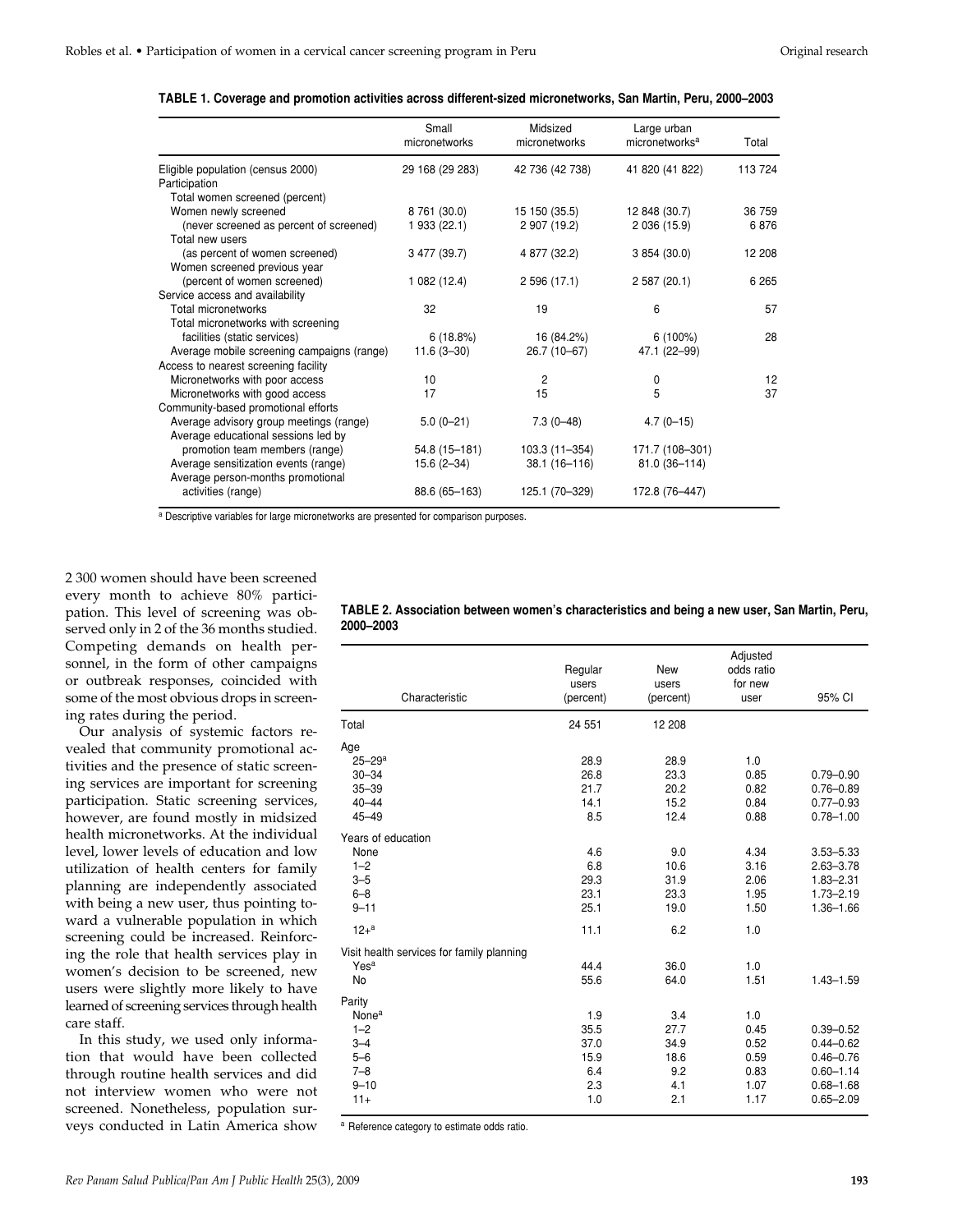**TABLE 1. Coverage and promotion activities across different-sized micronetworks, San Martin, Peru, 2000–2003**

| | Small micronetworks | Midsized micronetworks | Large urban micronetworks[a] | Total |
|---|---|---|---|---|
| Eligible population (census 2000) | 29 168 (29 283) | 42 736 (42 738) | 41 820 (41 822) | 113 724 |
| Participation | | | | |
| Total women screened (percent) | | | | |
| Women newly screened | 8 761 (30.0) | 15 150 (35.5) | 12 848 (30.7) | 36 759 |
| (never screened as percent of screened) | 1 933 (22.1) | 2 907 (19.2) | 2 036 (15.9) | 6 876 |
| Total new users (as percent of women screened) | 3 477 (39.7) | 4 877 (32.2) | 3 854 (30.0) | 12 208 |
| Women screened previous year (percent of women screened) | 1 082 (12.4) | 2 596 (17.1) | 2 587 (20.1) | 6 265 |
| Service access and availability | | | | |
| Total micronetworks | 32 | 19 | 6 | 57 |
| Total micronetworks with screening facilities (static services) | 6 (18.8%) | 16 (84.2%) | 6 (100%) | 28 |
| Average mobile screening campaigns (range) | 11.6 (3–30) | 26.7 (10–67) | 47.1 (22–99) | |
| Access to nearest screening facility | | | | |
| Micronetworks with poor access | 10 | 2 | 0 | 12 |
| Micronetworks with good access | 17 | 15 | 5 | 37 |
| Community-based promotional efforts | | | | |
| Average advisory group meetings (range) | 5.0 (0–21) | 7.3 (0–48) | 4.7 (0–15) | |
| Average educational sessions led by promotion team members (range) | 54.8 (15–181) | 103.3 (11–354) | 171.7 (108–301) | |
| Average sensitization events (range) | 15.6 (2–34) | 38.1 (16–116) | 81.0 (36–114) | |
| Average person-months promotional activities (range) | 88.6 (65–163) | 125.1 (70–329) | 172.8 (76–447) | |

[a] Descriptive variables for large micronetworks are presented for comparison purposes.

2 300 women should have been screened every month to achieve 80% participation. This level of screening was observed only in 2 of the 36 months studied. Competing demands on health personnel, in the form of other campaigns or outbreak responses, coincided with some of the most obvious drops in screening rates during the period.

Our analysis of systemic factors revealed that community promotional activities and the presence of static screening services are important for screening participation. Static screening services, however, are found mostly in midsized health micronetworks. At the individual level, lower levels of education and low utilization of health centers for family planning are independently associated with being a new user, thus pointing toward a vulnerable population in which screening could be increased. Reinforcing the role that health services play in women's decision to be screened, new users were slightly more likely to have learned of screening services through health care staff.

In this study, we used only information that would have been collected through routine health services and did not interview women who were not screened. Nonetheless, population surveys conducted in Latin America show

**TABLE 2. Association between women's characteristics and being a new user, San Martin, Peru, 2000–2003**

| Characteristic | Regular users (percent) | New users (percent) | Adjusted odds ratio for new user | 95% CI |
|---|---|---|---|---|
| Total | 24 551 | 12 208 | | |
| Age | | | | |
| 25–29[a] | 28.9 | 28.9 | 1.0 | |
| 30–34 | 26.8 | 23.3 | 0.85 | 0.79–0.90 |
| 35–39 | 21.7 | 20.2 | 0.82 | 0.76–0.89 |
| 40–44 | 14.1 | 15.2 | 0.84 | 0.77–0.93 |
| 45–49 | 8.5 | 12.4 | 0.88 | 0.78–1.00 |
| Years of education | | | | |
| None | 4.6 | 9.0 | 4.34 | 3.53–5.33 |
| 1–2 | 6.8 | 10.6 | 3.16 | 2.63–3.78 |
| 3–5 | 29.3 | 31.9 | 2.06 | 1.83–2.31 |
| 6–8 | 23.1 | 23.3 | 1.95 | 1.73–2.19 |
| 9–11 | 25.1 | 19.0 | 1.50 | 1.36–1.66 |
| 12+[a] | 11.1 | 6.2 | 1.0 | |
| Visit health services for family planning | | | | |
| Yes[a] | 44.4 | 36.0 | 1.0 | |
| No | 55.6 | 64.0 | 1.51 | 1.43–1.59 |
| Parity | | | | |
| None[a] | 1.9 | 3.4 | 1.0 | |
| 1–2 | 35.5 | 27.7 | 0.45 | 0.39–0.52 |
| 3–4 | 37.0 | 34.9 | 0.52 | 0.44–0.62 |
| 5–6 | 15.9 | 18.6 | 0.59 | 0.46–0.76 |
| 7–8 | 6.4 | 9.2 | 0.83 | 0.60–1.14 |
| 9–10 | 2.3 | 4.1 | 1.07 | 0.68–1.68 |
| 11+ | 1.0 | 2.1 | 1.17 | 0.65–2.09 |

[a] Reference category to estimate odds ratio.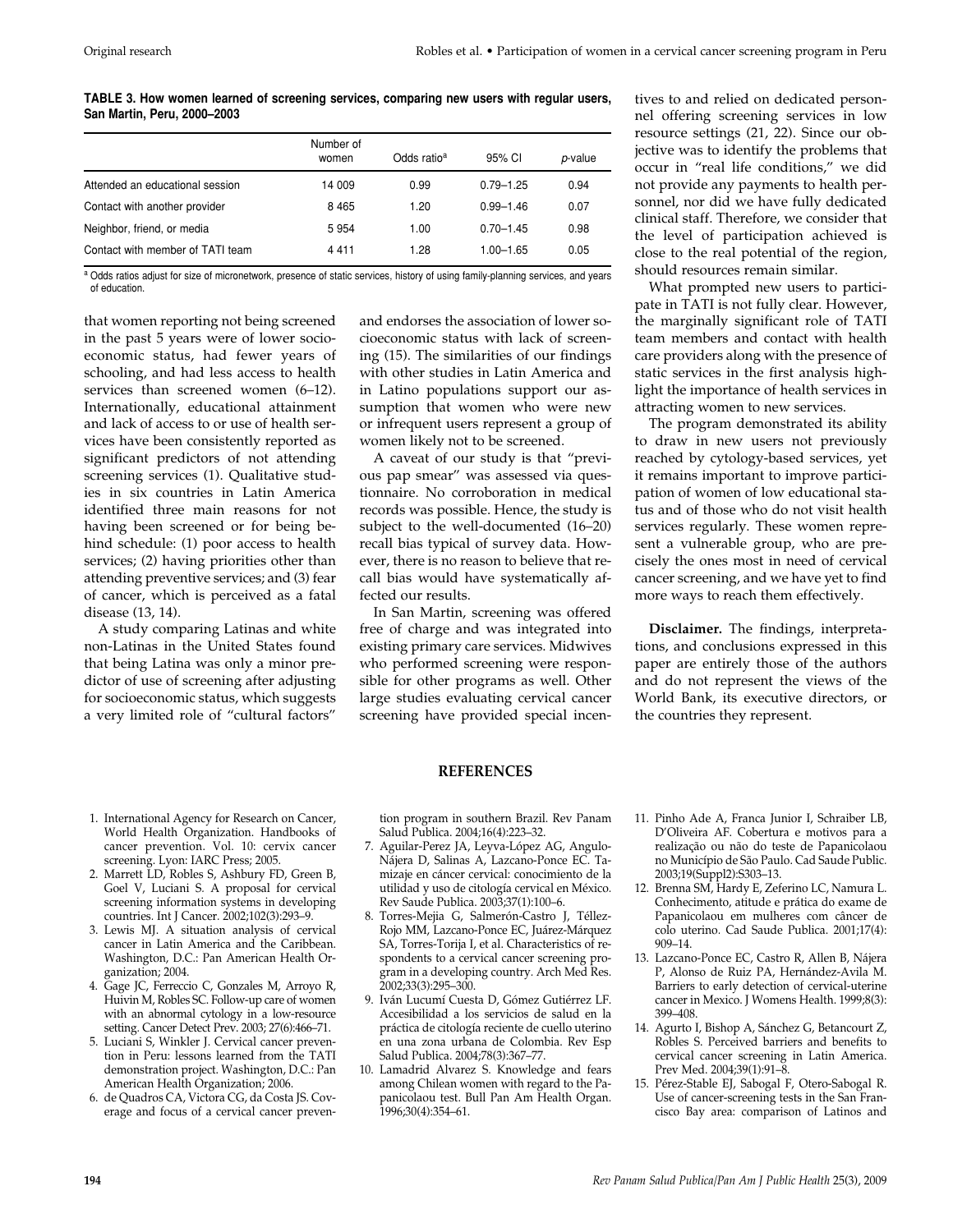**TABLE 3. How women learned of screening services, comparing new users with regular users, San Martin, Peru, 2000–2003**

| | Number of women | Odds ratio[a] | 95% CI | *p*-value |
|---|---|---|---|---|
| Attended an educational session | 14 009 | 0.99 | 0.79–1.25 | 0.94 |
| Contact with another provider | 8 465 | 1.20 | 0.99–1.46 | 0.07 |
| Neighbor, friend, or media | 5 954 | 1.00 | 0.70–1.45 | 0.98 |
| Contact with member of TATI team | 4 411 | 1.28 | 1.00–1.65 | 0.05 |

[a] Odds ratios adjust for size of micronetwork, presence of static services, history of using family-planning services, and years of education.

that women reporting not being screened in the past 5 years were of lower socioeconomic status, had fewer years of schooling, and had less access to health services than screened women (6–12). Internationally, educational attainment and lack of access to or use of health services have been consistently reported as significant predictors of not attending screening services (1). Qualitative studies in six countries in Latin America identified three main reasons for not having been screened or for being behind schedule: (1) poor access to health services; (2) having priorities other than attending preventive services; and (3) fear of cancer, which is perceived as a fatal disease (13, 14).

A study comparing Latinas and white non-Latinas in the United States found that being Latina was only a minor predictor of use of screening after adjusting for socioeconomic status, which suggests a very limited role of "cultural factors" and endorses the association of lower socioeconomic status with lack of screening (15). The similarities of our findings with other studies in Latin America and in Latino populations support our assumption that women who were new or infrequent users represent a group of women likely not to be screened.

A caveat of our study is that "previous pap smear" was assessed via questionnaire. No corroboration in medical records was possible. Hence, the study is subject to the well-documented (16–20) recall bias typical of survey data. However, there is no reason to believe that recall bias would have systematically affected our results.

In San Martin, screening was offered free of charge and was integrated into existing primary care services. Midwives who performed screening were responsible for other programs as well. Other large studies evaluating cervical cancer screening have provided special incentives to and relied on dedicated personnel offering screening services in low resource settings (21, 22). Since our objective was to identify the problems that occur in "real life conditions," we did not provide any payments to health personnel, nor did we have fully dedicated clinical staff. Therefore, we consider that the level of participation achieved is close to the real potential of the region, should resources remain similar.

What prompted new users to participate in TATI is not fully clear. However, the marginally significant role of TATI team members and contact with health care providers along with the presence of static services in the first analysis highlight the importance of health services in attracting women to new services.

The program demonstrated its ability to draw in new users not previously reached by cytology-based services, yet it remains important to improve participation of women of low educational status and of those who do not visit health services regularly. These women represent a vulnerable group, who are precisely the ones most in need of cervical cancer screening, and we have yet to find more ways to reach them effectively.

**Disclaimer.** The findings, interpretations, and conclusions expressed in this paper are entirely those of the authors and do not represent the views of the World Bank, its executive directors, or the countries they represent.

## REFERENCES

1. International Agency for Research on Cancer, World Health Organization. Handbooks of cancer prevention. Vol. 10: cervix cancer screening. Lyon: IARC Press; 2005.
2. Marrett LD, Robles S, Ashbury FD, Green B, Goel V, Luciani S. A proposal for cervical screening information systems in developing countries. Int J Cancer. 2002;102(3):293–9.
3. Lewis MJ. A situation analysis of cervical cancer in Latin America and the Caribbean. Washington, D.C.: Pan American Health Organization; 2004.
4. Gage JC, Ferreccio C, Gonzales M, Arroyo R, Huivin M, Robles SC. Follow-up care of women with an abnormal cytology in a low-resource setting. Cancer Detect Prev. 2003; 27(6):466–71.
5. Luciani S, Winkler J. Cervical cancer prevention in Peru: lessons learned from the TATI demonstration project. Washington, D.C.: Pan American Health Organization; 2006.
6. de Quadros CA, Victora CG, da Costa JS. Coverage and focus of a cervical cancer prevention program in southern Brazil. Rev Panam Salud Publica. 2004;16(4):223–32.
7. Aguilar-Perez JA, Leyva-López AG, Angulo-Nájera D, Salinas A, Lazcano-Ponce EC. Tamizaje en cáncer cervical: conocimiento de la utilidad y uso de citología cervical en México. Rev Saude Publica. 2003;37(1):100–6.
8. Torres-Mejia G, Salmerón-Castro J, Téllez-Rojo MM, Lazcano-Ponce EC, Juárez-Márquez SA, Torres-Torija I, et al. Characteristics of respondents to a cervical cancer screening program in a developing country. Arch Med Res. 2002;33(3):295–300.
9. Iván Lucumí Cuesta D, Gómez Gutiérrez LF. Accesibilidad a los servicios de salud en la práctica de citología reciente de cuello uterino en una zona urbana de Colombia. Rev Esp Salud Publica. 2004;78(3):367–77.
10. Lamadrid Alvarez S. Knowledge and fears among Chilean women with regard to the Papanicolaou test. Bull Pan Am Health Organ. 1996;30(4):354–61.
11. Pinho Ade A, Franca Junior I, Schraiber LB, D'Oliveira AF. Cobertura e motivos para a realização ou não do teste de Papanicolaou no Município de São Paulo. Cad Saude Public. 2003;19(Suppl2):S303–13.
12. Brenna SM, Hardy E, Zeferino LC, Namura L. Conhecimento, atitude e prática do exame de Papanicolaou em mulheres com câncer de colo uterino. Cad Saude Publica. 2001;17(4): 909–14.
13. Lazcano-Ponce EC, Castro R, Allen B, Nájera P, Alonso de Ruiz PA, Hernández-Avila M. Barriers to early detection of cervical-uterine cancer in Mexico. J Womens Health. 1999;8(3): 399–408.
14. Agurto I, Bishop A, Sánchez G, Betancourt Z, Robles S. Perceived barriers and benefits to cervical cancer screening in Latin America. Prev Med. 2004;39(1):91–8.
15. Pérez-Stable EJ, Sabogal F, Otero-Sabogal R. Use of cancer-screening tests in the San Francisco Bay area: comparison of Latinos and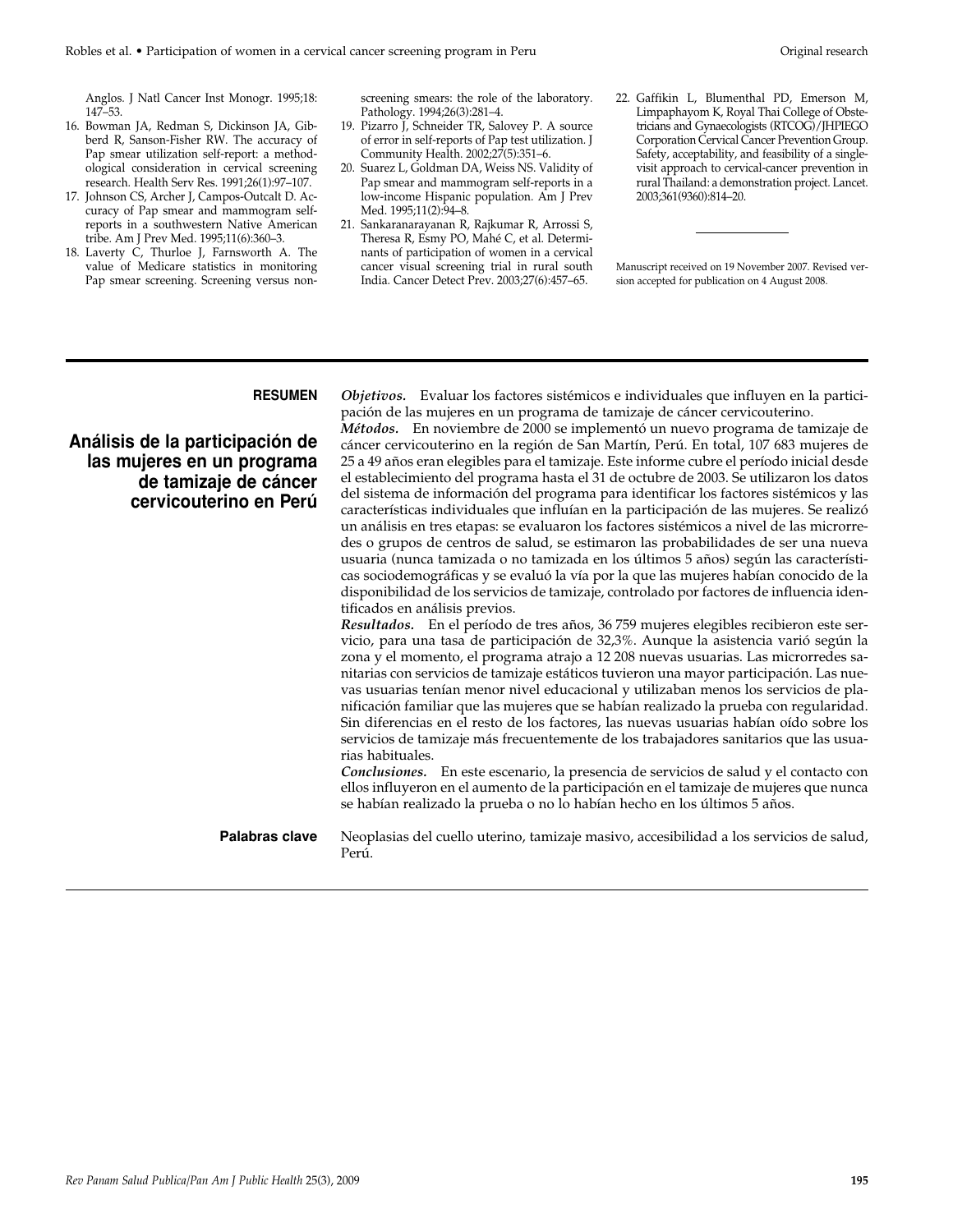Anglos. J Natl Cancer Inst Monogr. 1995;18: 147–53.

16. Bowman JA, Redman S, Dickinson JA, Gibberd R, Sanson-Fisher RW. The accuracy of Pap smear utilization self-report: a methodological consideration in cervical screening research. Health Serv Res. 1991;26(1):97–107.
17. Johnson CS, Archer J, Campos-Outcalt D. Accuracy of Pap smear and mammogram self-reports in a southwestern Native American tribe. Am J Prev Med. 1995;11(6):360–3.
18. Laverty C, Thurloe J, Farnsworth A. The value of Medicare statistics in monitoring Pap smear screening. Screening versus non-screening smears: the role of the laboratory. Pathology. 1994;26(3):281–4.
19. Pizarro J, Schneider TR, Salovey P. A source of error in self-reports of Pap test utilization. J Community Health. 2002;27(5):351–6.
20. Suarez L, Goldman DA, Weiss NS. Validity of Pap smear and mammogram self-reports in a low-income Hispanic population. Am J Prev Med. 1995;11(2):94–8.
21. Sankaranarayanan R, Rajkumar R, Arrossi S, Theresa R, Esmy PO, Mahé C, et al. Determinants of participation of women in a cervical cancer visual screening trial in rural south India. Cancer Detect Prev. 2003;27(6):457–65.
22. Gaffikin L, Blumenthal PD, Emerson M, Limpaphayom K, Royal Thai College of Obstetricians and Gynaecologists (RTCOG)/JHPIEGO Corporation Cervical Cancer Prevention Group. Safety, acceptability, and feasibility of a single-visit approach to cervical-cancer prevention in rural Thailand: a demonstration project. Lancet. 2003;361(9360):814–20.

Manuscript received on 19 November 2007. Revised version accepted for publication on 4 August 2008.

---

**RESUMEN**

## Análisis de la participación de las mujeres en un programa de tamizaje de cáncer cervicouterino en Perú

***Objetivos.*** Evaluar los factores sistémicos e individuales que influyen en la participación de las mujeres en un programa de tamizaje de cáncer cervicouterino.

***Métodos.*** En noviembre de 2000 se implementó un nuevo programa de tamizaje de cáncer cervicouterino en la región de San Martín, Perú. En total, 107 683 mujeres de 25 a 49 años eran elegibles para el tamizaje. Este informe cubre el período inicial desde el establecimiento del programa hasta el 31 de octubre de 2003. Se utilizaron los datos del sistema de información del programa para identificar los factores sistémicos y las características individuales que influían en la participación de las mujeres. Se realizó un análisis en tres etapas: se evaluaron los factores sistémicos a nivel de las microrredes o grupos de centros de salud, se estimaron las probabilidades de ser una nueva usuaria (nunca tamizada o no tamizada en los últimos 5 años) según las características sociodemográficas y se evaluó la vía por la que las mujeres habían conocido de la disponibilidad de los servicios de tamizaje, controlado por factores de influencia identificados en análisis previos.

***Resultados.*** En el período de tres años, 36 759 mujeres elegibles recibieron este servicio, para una tasa de participación de 32,3%. Aunque la asistencia varió según la zona y el momento, el programa atrajo a 12 208 nuevas usuarias. Las microrredes sanitarias con servicios de tamizaje estáticos tuvieron una mayor participación. Las nuevas usuarias tenían menor nivel educacional y utilizaban menos los servicios de planificación familiar que las mujeres que se habían realizado la prueba con regularidad. Sin diferencias en el resto de los factores, las nuevas usuarias habían oído sobre los servicios de tamizaje más frecuentemente de los trabajadores sanitarios que las usuarias habituales.

***Conclusiones.*** En este escenario, la presencia de servicios de salud y el contacto con ellos influyeron en el aumento de la participación en el tamizaje de mujeres que nunca se habían realizado la prueba o no lo habían hecho en los últimos 5 años.

**Palabras clave** Neoplasias del cuello uterino, tamizaje masivo, accesibilidad a los servicios de salud, Perú.